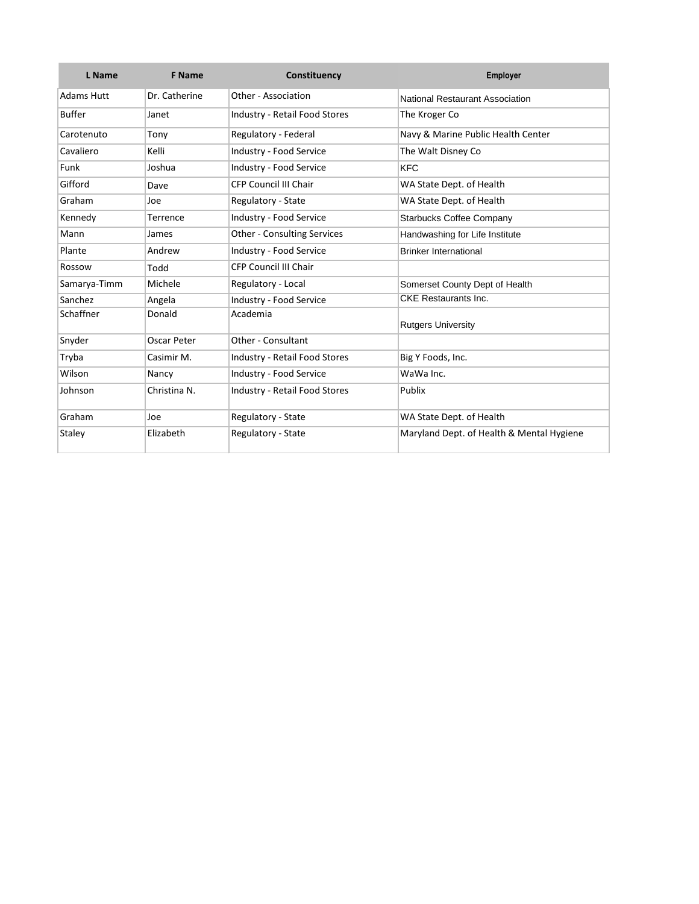| L Name | F Name | Constituency | Employer |
|---|---|---|---|
| Adams Hutt | Dr. Catherine | Other - Association | National Restaurant Association |
| Buffer | Janet | Industry - Retail Food Stores | The Kroger Co |
| Carotenuto | Tony | Regulatory - Federal | Navy & Marine Public Health Center |
| Cavaliero | Kelli | Industry - Food Service | The Walt Disney Co |
| Funk | Joshua | Industry - Food Service | KFC |
| Gifford | Dave | CFP Council III Chair | WA State Dept. of Health |
| Graham | Joe | Regulatory - State | WA State Dept. of Health |
| Kennedy | Terrence | Industry - Food Service | Starbucks Coffee Company |
| Mann | James | Other - Consulting Services | Handwashing for Life Institute |
| Plante | Andrew | Industry - Food Service | Brinker International |
| Rossow | Todd | CFP Council III Chair | |
| Samarya-Timm | Michele | Regulatory - Local | Somerset County Dept of Health |
| Sanchez | Angela | Industry - Food Service | CKE Restaurants Inc. |
| Schaffner | Donald | Academia | Rutgers University |
| Snyder | Oscar Peter | Other - Consultant | |
| Tryba | Casimir M. | Industry - Retail Food Stores | Big Y Foods, Inc. |
| Wilson | Nancy | Industry - Food Service | WaWa Inc. |
| Johnson | Christina N. | Industry - Retail Food Stores | Publix |
| Graham | Joe | Regulatory - State | WA State Dept. of Health |
| Staley | Elizabeth | Regulatory - State | Maryland Dept. of Health & Mental Hygiene |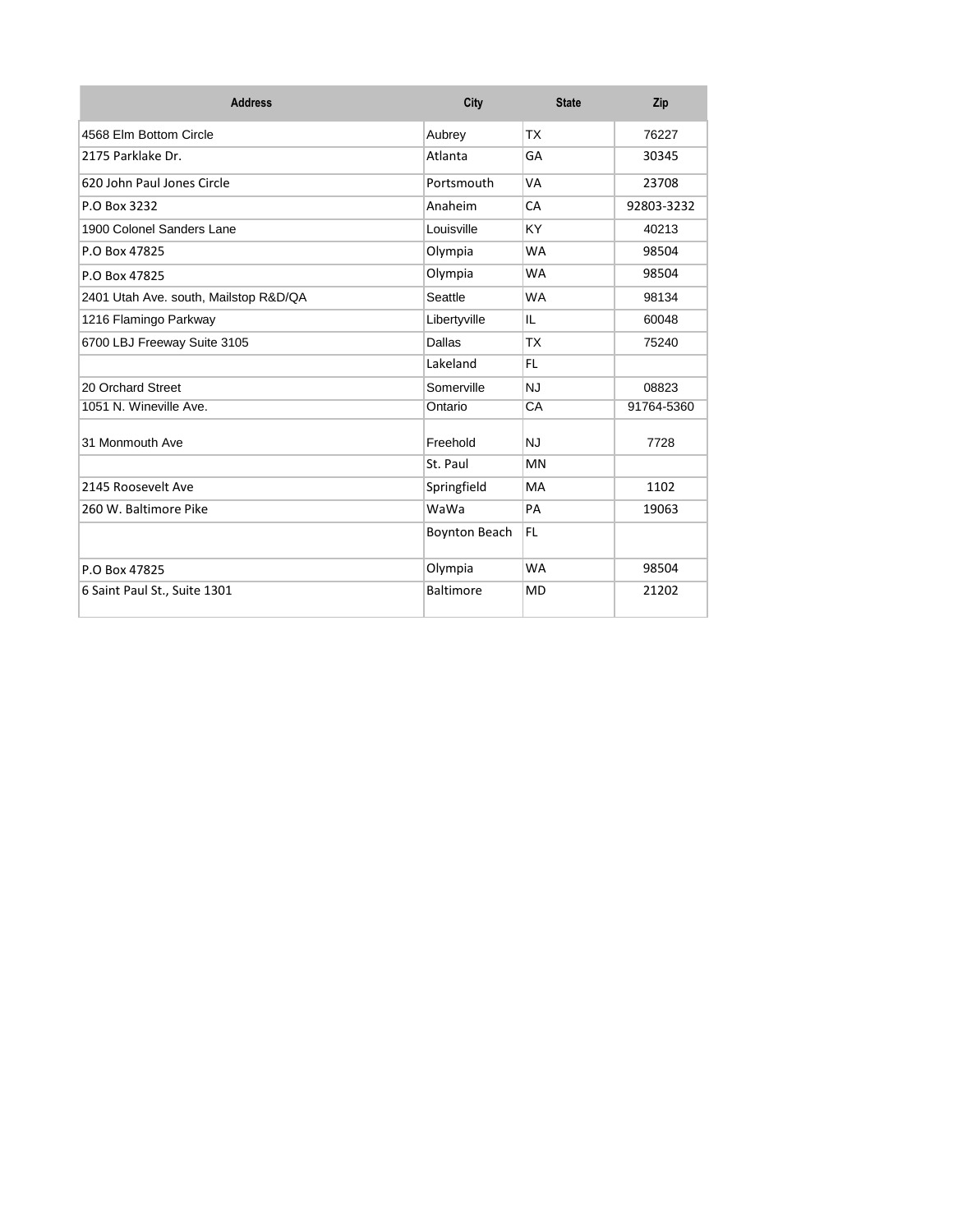| Address | City | State | Zip |
|---|---|---|---|
| 4568 Elm Bottom Circle | Aubrey | TX | 76227 |
| 2175 Parklake Dr. | Atlanta | GA | 30345 |
| 620 John Paul Jones Circle | Portsmouth | VA | 23708 |
| P.O Box 3232 | Anaheim | CA | 92803-3232 |
| 1900 Colonel Sanders Lane | Louisville | KY | 40213 |
| P.O Box 47825 | Olympia | WA | 98504 |
| P.O Box 47825 | Olympia | WA | 98504 |
| 2401 Utah Ave. south, Mailstop R&D/QA | Seattle | WA | 98134 |
| 1216 Flamingo Parkway | Libertyville | IL | 60048 |
| 6700 LBJ Freeway Suite 3105 | Dallas | TX | 75240 |
| | Lakeland | FL | |
| 20 Orchard Street | Somerville | NJ | 08823 |
| 1051 N. Wineville Ave. | Ontario | CA | 91764-5360 |
| 31 Monmouth Ave | Freehold | NJ | 7728 |
| | St. Paul | MN | |
| 2145 Roosevelt Ave | Springfield | MA | 1102 |
| 260 W. Baltimore Pike | WaWa | PA | 19063 |
| | Boynton Beach | FL | |
| P.O Box 47825 | Olympia | WA | 98504 |
| 6 Saint Paul St., Suite 1301 | Baltimore | MD | 21202 |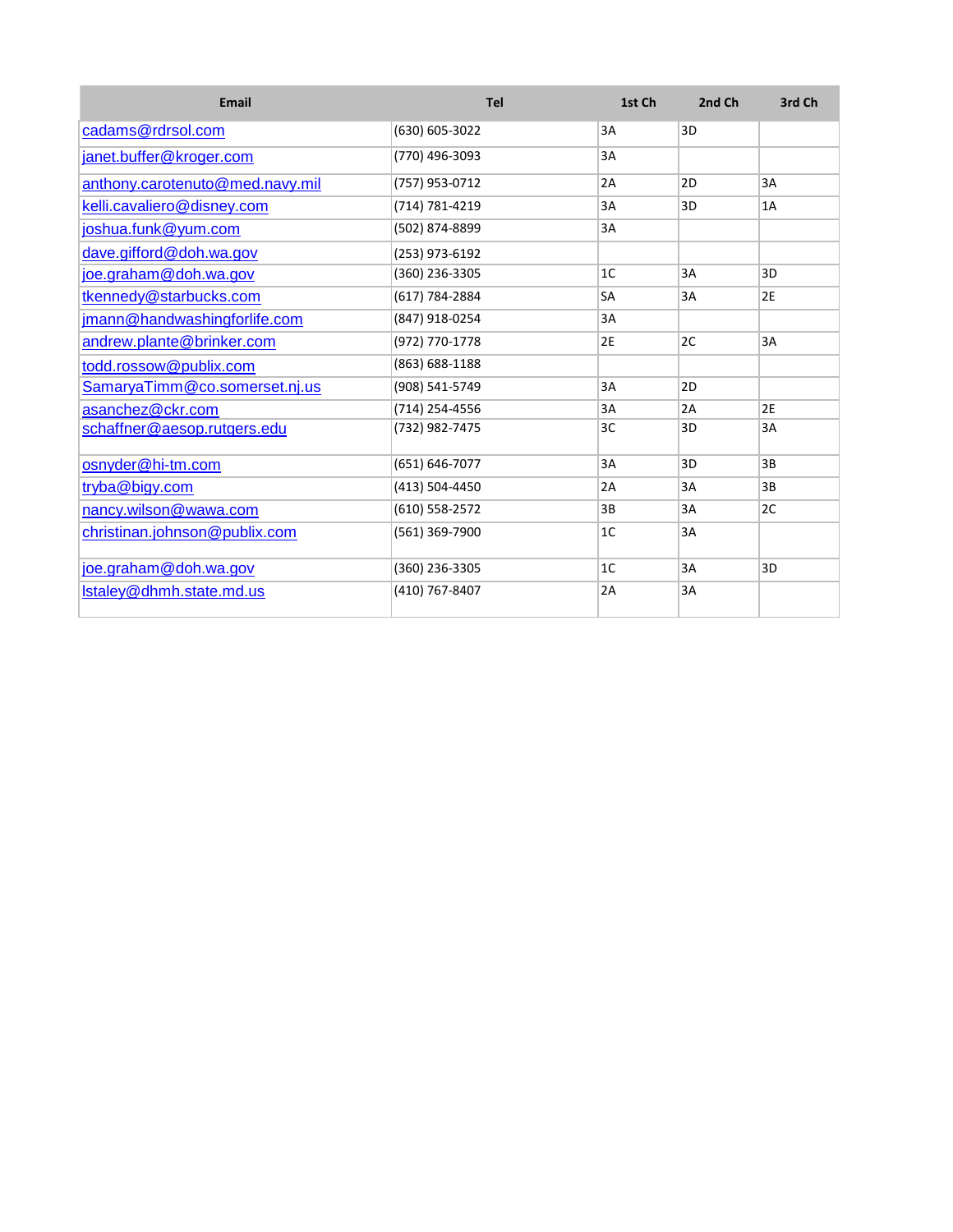| Email | Tel | 1st Ch | 2nd Ch | 3rd Ch |
|---|---|---|---|---|
| cadams@rdrsol.com | (630) 605-3022 | 3A | 3D | |
| janet.buffer@kroger.com | (770) 496-3093 | 3A | | |
| anthony.carotenuto@med.navy.mil | (757) 953-0712 | 2A | 2D | 3A |
| kelli.cavaliero@disney.com | (714) 781-4219 | 3A | 3D | 1A |
| joshua.funk@yum.com | (502) 874-8899 | 3A | | |
| dave.gifford@doh.wa.gov | (253) 973-6192 | | | |
| joe.graham@doh.wa.gov | (360) 236-3305 | 1C | 3A | 3D |
| tkennedy@starbucks.com | (617) 784-2884 | SA | 3A | 2E |
| jmann@handwashingforlife.com | (847) 918-0254 | 3A | | |
| andrew.plante@brinker.com | (972) 770-1778 | 2E | 2C | 3A |
| todd.rossow@publix.com | (863) 688-1188 | | | |
| SamaryaTimm@co.somerset.nj.us | (908) 541-5749 | 3A | 2D | |
| asanchez@ckr.com | (714) 254-4556 | 3A | 2A | 2E |
| schaffner@aesop.rutgers.edu | (732) 982-7475 | 3C | 3D | 3A |
| osnyder@hi-tm.com | (651) 646-7077 | 3A | 3D | 3B |
| tryba@bigy.com | (413) 504-4450 | 2A | 3A | 3B |
| nancy.wilson@wawa.com | (610) 558-2572 | 3B | 3A | 2C |
| christinan.johnson@publix.com | (561) 369-7900 | 1C | 3A | |
| joe.graham@doh.wa.gov | (360) 236-3305 | 1C | 3A | 3D |
| lstaley@dhmh.state.md.us | (410) 767-8407 | 2A | 3A | |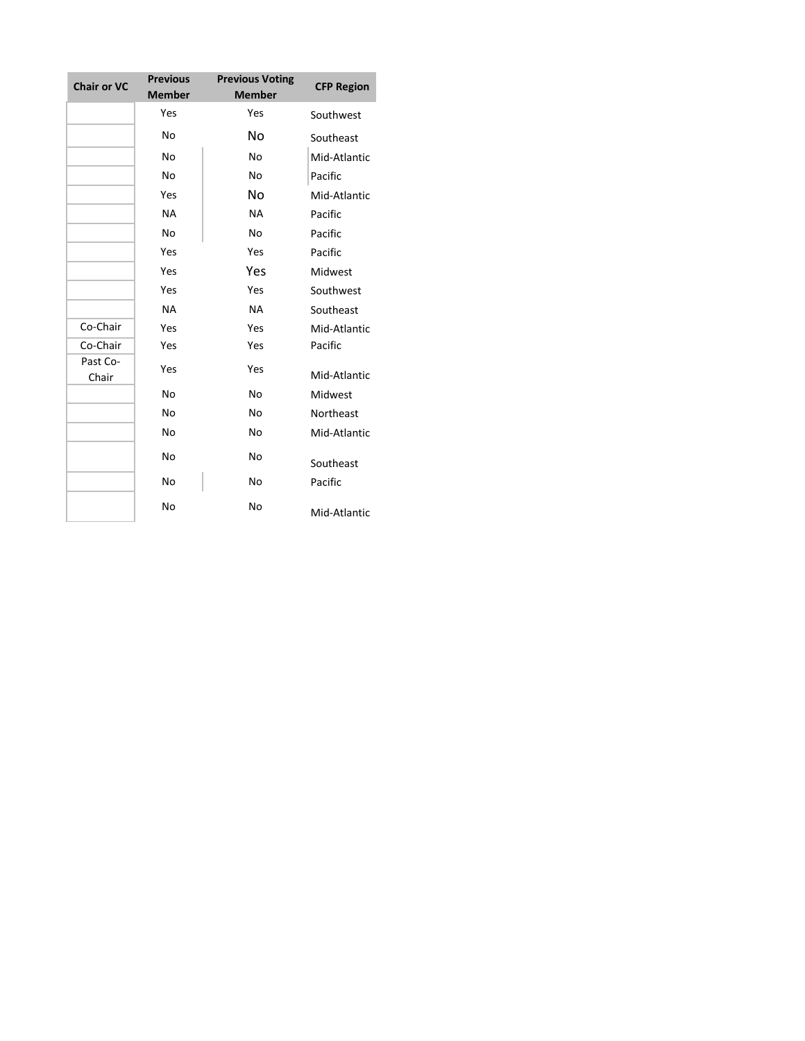| Chair or VC | Previous Member | Previous Voting Member | CFP Region |
|---|---|---|---|
| | Yes | Yes | Southwest |
| | No | No | Southeast |
| | No | No | Mid-Atlantic |
| | No | No | Pacific |
| | Yes | No | Mid-Atlantic |
| | NA | NA | Pacific |
| | No | No | Pacific |
| | Yes | Yes | Pacific |
| | Yes | Yes | Midwest |
| | Yes | Yes | Southwest |
| | NA | NA | Southeast |
| Co-Chair | Yes | Yes | Mid-Atlantic |
| Co-Chair | Yes | Yes | Pacific |
| Past Co-Chair | Yes | Yes | Mid-Atlantic |
| | No | No | Midwest |
| | No | No | Northeast |
| | No | No | Mid-Atlantic |
| | No | No | Southeast |
| | No | No | Pacific |
| | No | No | Mid-Atlantic |